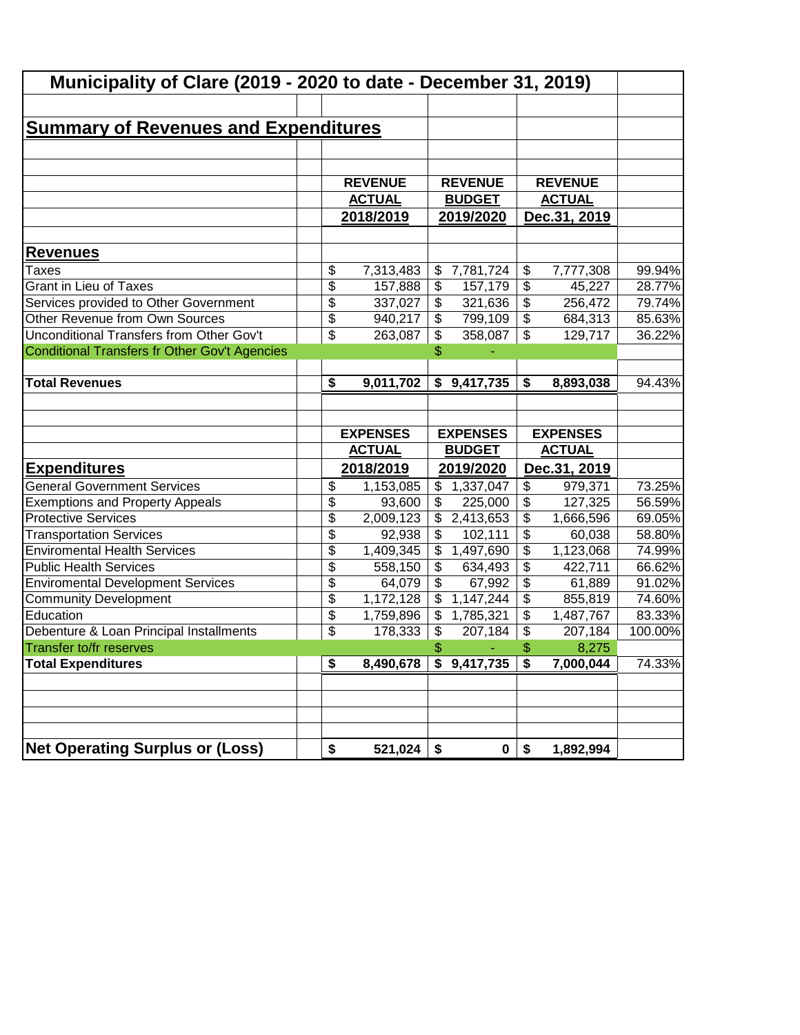# Municipality of Clare (2019 - 2020 to date - December 31, 2019)

## Summary of Revenues and Expenditures

| | REVENUE ACTUAL 2018/2019 | REVENUE BUDGET 2019/2020 | REVENUE ACTUAL Dec.31, 2019 | |
|---|---|---|---|---|
| **Revenues** | | | | |
| Taxes | $ 7,313,483 | $ 7,781,724 | $ 7,777,308 | 99.94% |
| Grant in Lieu of Taxes | $ 157,888 | $ 157,179 | $ 45,227 | 28.77% |
| Services provided to Other Government | $ 337,027 | $ 321,636 | $ 256,472 | 79.74% |
| Other Revenue from Own Sources | $ 940,217 | $ 799,109 | $ 684,313 | 85.63% |
| Unconditional Transfers from Other Gov't | $ 263,087 | $ 358,087 | $ 129,717 | 36.22% |
| Conditional Transfers fr Other Gov't Agencies | | $ - | | |
| **Total Revenues** | **$ 9,011,702** | **$ 9,417,735** | **$ 8,893,038** | 94.43% |

| | EXPENSES ACTUAL 2018/2019 | EXPENSES BUDGET 2019/2020 | EXPENSES ACTUAL Dec.31, 2019 | |
|---|---|---|---|---|
| **Expenditures** | | | | |
| General Government Services | $ 1,153,085 | $ 1,337,047 | $ 979,371 | 73.25% |
| Exemptions and Property Appeals | $ 93,600 | $ 225,000 | $ 127,325 | 56.59% |
| Protective Services | $ 2,009,123 | $ 2,413,653 | $ 1,666,596 | 69.05% |
| Transportation Services | $ 92,938 | $ 102,111 | $ 60,038 | 58.80% |
| Enviromental Health Services | $ 1,409,345 | $ 1,497,690 | $ 1,123,068 | 74.99% |
| Public Health Services | $ 558,150 | $ 634,493 | $ 422,711 | 66.62% |
| Enviromental Development Services | $ 64,079 | $ 67,992 | $ 61,889 | 91.02% |
| Community Development | $ 1,172,128 | $ 1,147,244 | $ 855,819 | 74.60% |
| Education | $ 1,759,896 | $ 1,785,321 | $ 1,487,767 | 83.33% |
| Debenture & Loan Principal Installments | $ 178,333 | $ 207,184 | $ 207,184 | 100.00% |
| Transfer to/fr reserves | | $ - | $ 8,275 | |
| **Total Expenditures** | **$ 8,490,678** | **$ 9,417,735** | **$ 7,000,044** | 74.33% |
| | | | | |
| **Net Operating Surplus or (Loss)** | **$ 521,024** | **$ 0** | **$ 1,892,994** | |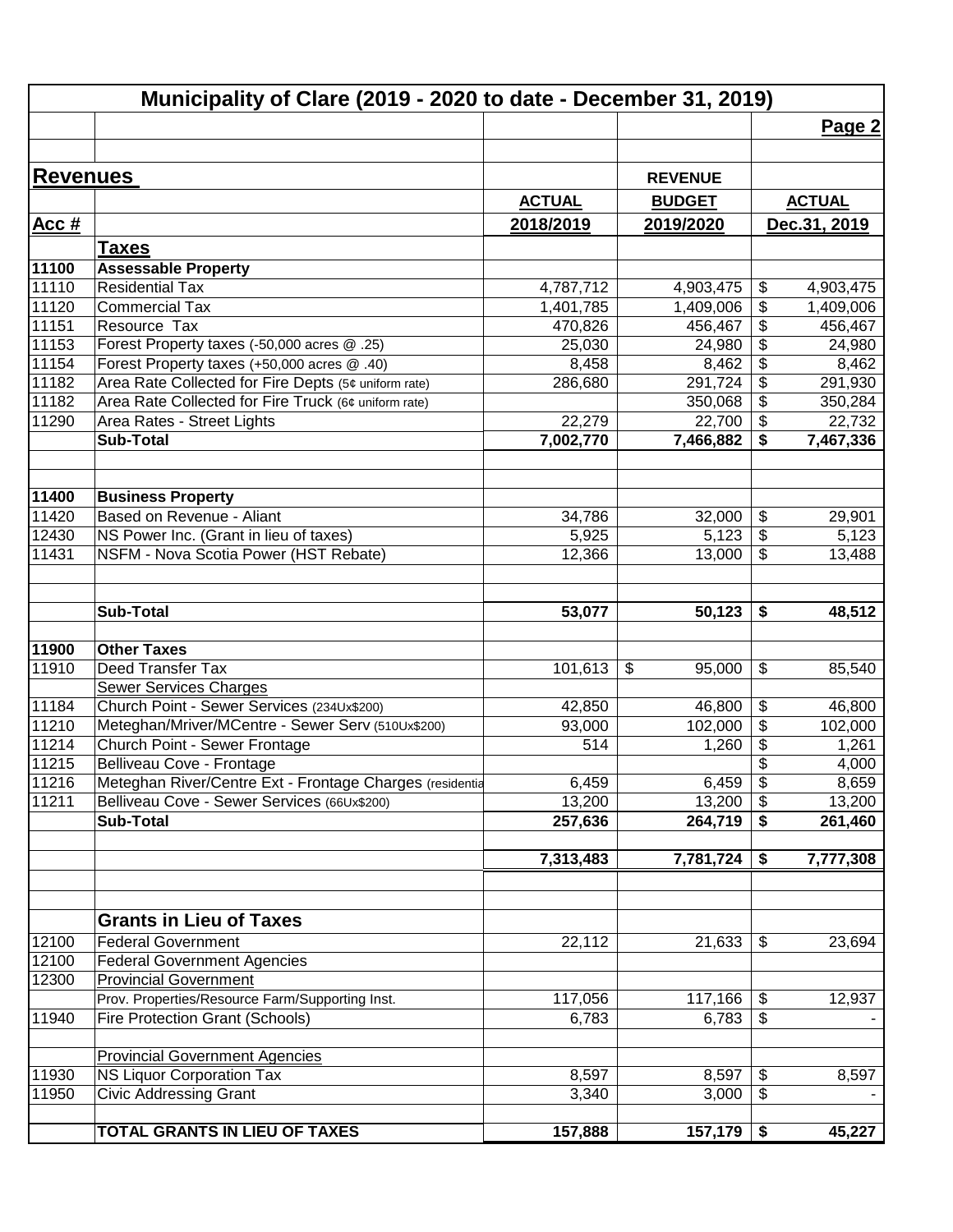# Municipality of Clare (2019 - 2020 to date - December 31, 2019)

| Acc # | Revenues | ACTUAL 2018/2019 | REVENUE BUDGET 2019/2020 | ACTUAL Dec.31, 2019 |
|---|---|---|---|---|
| | **Taxes** | | | |
| **11100** | **Assessable Property** | | | |
| 11110 | Residential Tax | 4,787,712 | 4,903,475 | $ 4,903,475 |
| 11120 | Commercial Tax | 1,401,785 | 1,409,006 | $ 1,409,006 |
| 11151 | Resource Tax | 470,826 | 456,467 | $ 456,467 |
| 11153 | Forest Property taxes (-50,000 acres @ .25) | 25,030 | 24,980 | $ 24,980 |
| 11154 | Forest Property taxes (+50,000 acres @ .40) | 8,458 | 8,462 | $ 8,462 |
| 11182 | Area Rate Collected for Fire Depts (5¢ uniform rate) | 286,680 | 291,724 | $ 291,930 |
| 11182 | Area Rate Collected for Fire Truck (6¢ uniform rate) | | 350,068 | $ 350,284 |
| 11290 | Area Rates - Street Lights | 22,279 | 22,700 | $ 22,732 |
| | **Sub-Total** | **7,002,770** | **7,466,882** | **$ 7,467,336** |
| | | | | |
| **11400** | **Business Property** | | | |
| 11420 | Based on Revenue - Aliant | 34,786 | 32,000 | $ 29,901 |
| 12430 | NS Power Inc. (Grant in lieu of taxes) | 5,925 | 5,123 | $ 5,123 |
| 11431 | NSFM - Nova Scotia Power (HST Rebate) | 12,366 | 13,000 | $ 13,488 |
| | | | | |
| | **Sub-Total** | **53,077** | **50,123** | **$ 48,512** |
| | | | | |
| **11900** | **Other Taxes** | | | |
| 11910 | Deed Transfer Tax | 101,613 | $ 95,000 | $ 85,540 |
| | Sewer Services Charges | | | |
| 11184 | Church Point - Sewer Services (234Ux$200) | 42,850 | 46,800 | $ 46,800 |
| 11210 | Meteghan/Mriver/MCentre - Sewer Serv (510Ux$200) | 93,000 | 102,000 | $ 102,000 |
| 11214 | Church Point - Sewer Frontage | 514 | 1,260 | $ 1,261 |
| 11215 | Belliveau Cove - Frontage | | | $ 4,000 |
| 11216 | Meteghan River/Centre Ext - Frontage Charges (residentia | 6,459 | 6,459 | $ 8,659 |
| 11211 | Belliveau Cove - Sewer Services (66Ux$200) | 13,200 | 13,200 | $ 13,200 |
| | **Sub-Total** | **257,636** | **264,719** | **$ 261,460** |
| | | | | |
| | | **7,313,483** | **7,781,724** | **$ 7,777,308** |
| | | | | |
| | **Grants in Lieu of Taxes** | | | |
| 12100 | Federal Government | 22,112 | 21,633 | $ 23,694 |
| 12100 | Federal Government Agencies | | | |
| 12300 | Provincial Government | | | |
| | Prov. Properties/Resource Farm/Supporting Inst. | 117,056 | 117,166 | $ 12,937 |
| 11940 | Fire Protection Grant (Schools) | 6,783 | 6,783 | $ - |
| | | | | |
| | Provincial Government Agencies | | | |
| 11930 | NS Liquor Corporation Tax | 8,597 | 8,597 | $ 8,597 |
| 11950 | Civic Addressing Grant | 3,340 | 3,000 | $ - |
| | | | | |
| | **TOTAL GRANTS IN LIEU OF TAXES** | **157,888** | **157,179** | **$ 45,227** |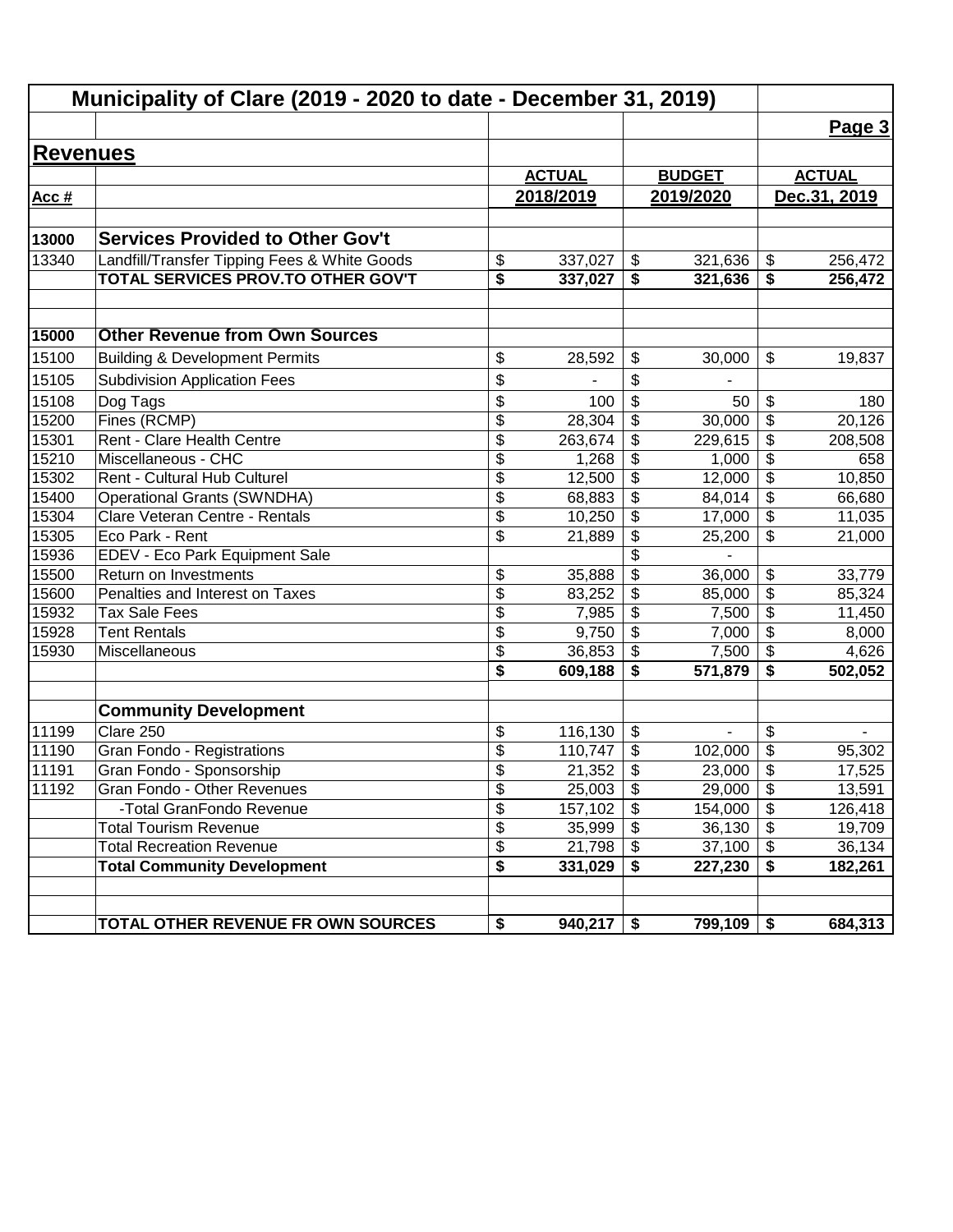# Municipality of Clare (2019 - 2020 to date - December 31, 2019)

Page 3

## Revenues

| Acc # | | ACTUAL 2018/2019 | BUDGET 2019/2020 | ACTUAL Dec.31, 2019 |
|---|---|---|---|---|
| 13000 | **Services Provided to Other Gov't** | | | |
| 13340 | Landfill/Transfer Tipping Fees & White Goods | $ 337,027 | $ 321,636 | $ 256,472 |
| | **TOTAL SERVICES PROV.TO OTHER GOV'T** | **$ 337,027** | **$ 321,636** | **$ 256,472** |
| | | | | |
| 15000 | **Other Revenue from Own Sources** | | | |
| 15100 | Building & Development Permits | $ 28,592 | $ 30,000 | $ 19,837 |
| 15105 | Subdivision Application Fees | $ - | $ - | |
| 15108 | Dog Tags | $ 100 | $ 50 | $ 180 |
| 15200 | Fines (RCMP) | $ 28,304 | $ 30,000 | $ 20,126 |
| 15301 | Rent - Clare Health Centre | $ 263,674 | $ 229,615 | $ 208,508 |
| 15210 | Miscellaneous - CHC | $ 1,268 | $ 1,000 | $ 658 |
| 15302 | Rent - Cultural Hub Culturel | $ 12,500 | $ 12,000 | $ 10,850 |
| 15400 | Operational Grants (SWNDHA) | $ 68,883 | $ 84,014 | $ 66,680 |
| 15304 | Clare Veteran Centre - Rentals | $ 10,250 | $ 17,000 | $ 11,035 |
| 15305 | Eco Park - Rent | $ 21,889 | $ 25,200 | $ 21,000 |
| 15936 | EDEV - Eco Park Equipment Sale | | $ - | |
| 15500 | Return on Investments | $ 35,888 | $ 36,000 | $ 33,779 |
| 15600 | Penalties and Interest on Taxes | $ 83,252 | $ 85,000 | $ 85,324 |
| 15932 | Tax Sale Fees | $ 7,985 | $ 7,500 | $ 11,450 |
| 15928 | Tent Rentals | $ 9,750 | $ 7,000 | $ 8,000 |
| 15930 | Miscellaneous | $ 36,853 | $ 7,500 | $ 4,626 |
| | | **$ 609,188** | **$ 571,879** | **$ 502,052** |
| | | | | |
| | **Community Development** | | | |
| 11199 | Clare 250 | $ 116,130 | $ - | $ - |
| 11190 | Gran Fondo - Registrations | $ 110,747 | $ 102,000 | $ 95,302 |
| 11191 | Gran Fondo - Sponsorship | $ 21,352 | $ 23,000 | $ 17,525 |
| 11192 | Gran Fondo - Other Revenues | $ 25,003 | $ 29,000 | $ 13,591 |
| | -Total GranFondo Revenue | $ 157,102 | $ 154,000 | $ 126,418 |
| | Total Tourism Revenue | $ 35,999 | $ 36,130 | $ 19,709 |
| | Total Recreation Revenue | $ 21,798 | $ 37,100 | $ 36,134 |
| | **Total Community Development** | **$ 331,029** | **$ 227,230** | **$ 182,261** |
| | | | | |
| | **TOTAL OTHER REVENUE FR OWN SOURCES** | **$ 940,217** | **$ 799,109** | **$ 684,313** |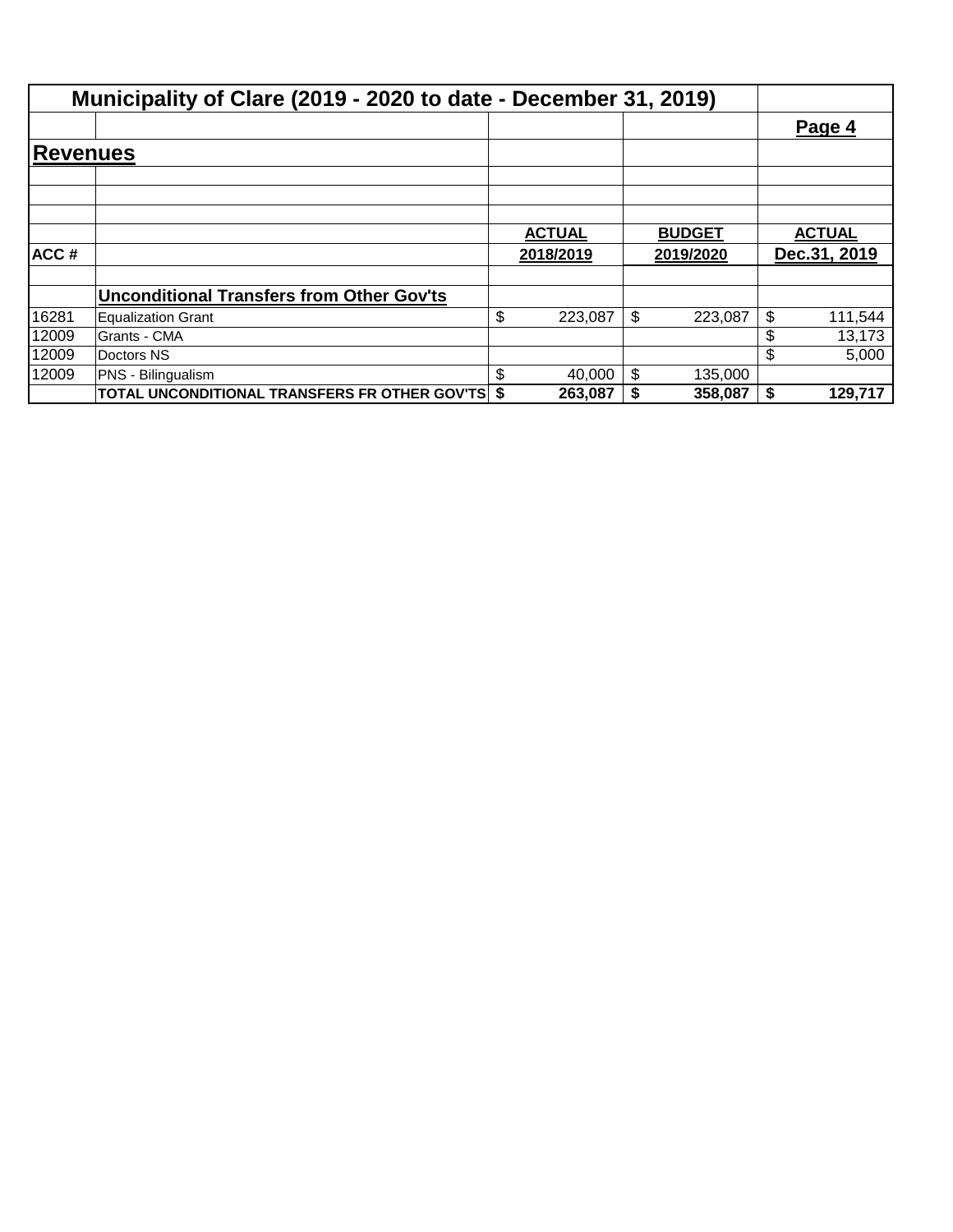# Municipality of Clare (2019 - 2020 to date - December 31, 2019)

**Page 4**

## Revenues

| ACC # | | ACTUAL 2018/2019 | BUDGET 2019/2020 | ACTUAL Dec.31, 2019 |
|---|---|---|---|---|
| | **Unconditional Transfers from Other Gov'ts** | | | |
| 16281 | Equalization Grant | $ 223,087 | $ 223,087 | $ 111,544 |
| 12009 | Grants - CMA | | | $ 13,173 |
| 12009 | Doctors NS | | | $ 5,000 |
| 12009 | PNS - Bilingualism | $ 40,000 | $ 135,000 | |
| | **TOTAL UNCONDITIONAL TRANSFERS FR OTHER GOV'TS** | **$ 263,087** | **$ 358,087** | **$ 129,717** |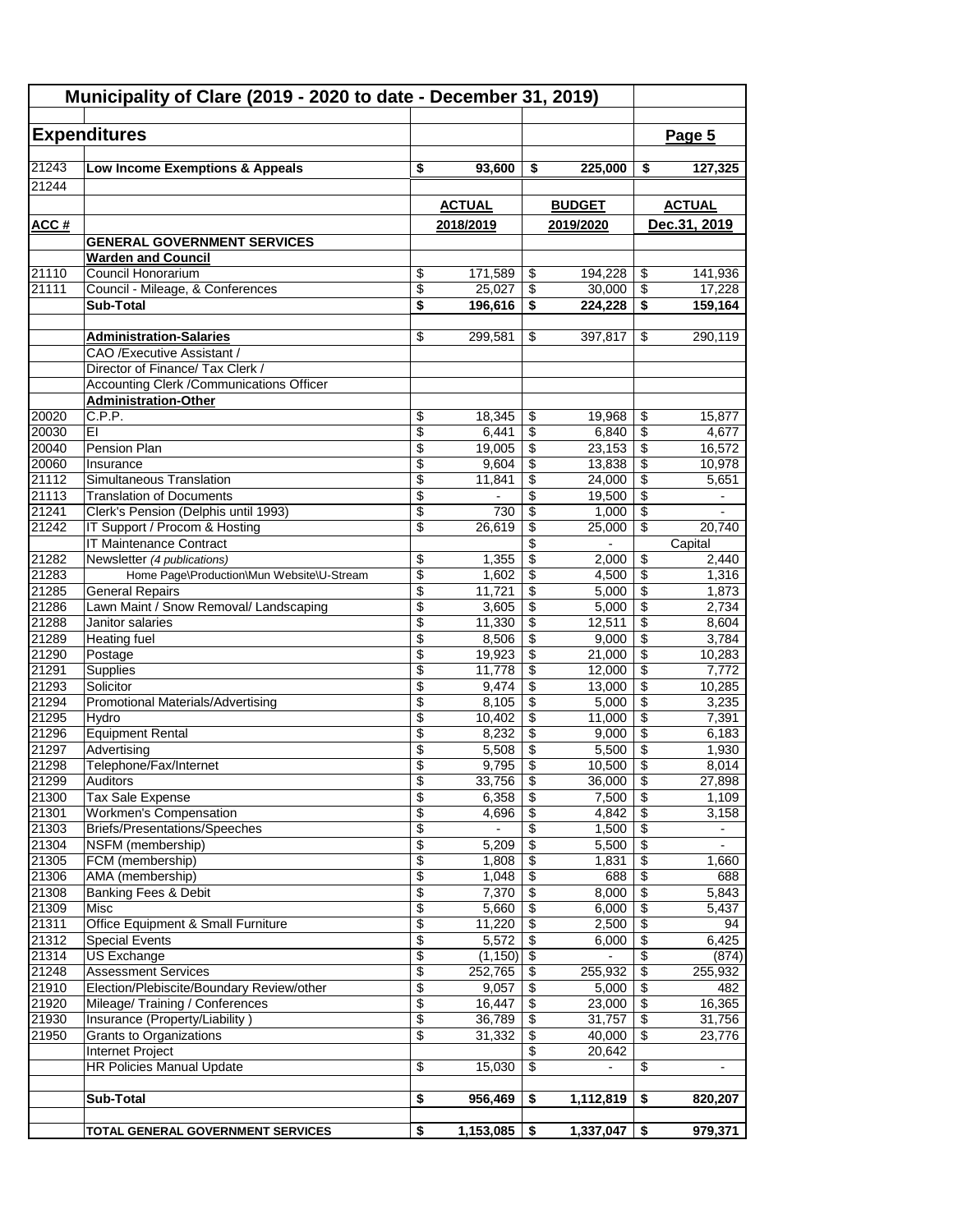# Municipality of Clare (2019 - 2020 to date - December 31, 2019)

## Expenditures

Page 5

| ACC # | | ACTUAL 2018/2019 | BUDGET 2019/2020 | ACTUAL Dec.31, 2019 |
|---|---|---|---|---|
| 21243 | **Low Income Exemptions & Appeals** | **$ 93,600** | **$ 225,000** | **$ 127,325** |
| 21244 | | | | |
| | **GENERAL GOVERNMENT SERVICES** | | | |
| | **Warden and Council** | | | |
| 21110 | Council Honorarium | $ 171,589 | $ 194,228 | $ 141,936 |
| 21111 | Council - Mileage, & Conferences | $ 25,027 | $ 30,000 | $ 17,228 |
| | **Sub-Total** | **$ 196,616** | **$ 224,228** | **$ 159,164** |
| | | | | |
| | **Administration-Salaries** | $ 299,581 | $ 397,817 | $ 290,119 |
| | CAO /Executive Assistant / | | | |
| | Director of Finance/ Tax Clerk / | | | |
| | Accounting Clerk /Communications Officer | | | |
| | **Administration-Other** | | | |
| 20020 | C.P.P. | $ 18,345 | $ 19,968 | $ 15,877 |
| 20030 | EI | $ 6,441 | $ 6,840 | $ 4,677 |
| 20040 | Pension Plan | $ 19,005 | $ 23,153 | $ 16,572 |
| 20060 | Insurance | $ 9,604 | $ 13,838 | $ 10,978 |
| 21112 | Simultaneous Translation | $ 11,841 | $ 24,000 | $ 5,651 |
| 21113 | Translation of Documents | $ - | $ 19,500 | $ - |
| 21241 | Clerk's Pension (Delphis until 1993) | $ 730 | $ 1,000 | $ - |
| 21242 | IT Support / Procom & Hosting | $ 26,619 | $ 25,000 | $ 20,740 |
| | IT Maintenance Contract | | $ - | Capital |
| 21282 | Newsletter *(4 publications)* | $ 1,355 | $ 2,000 | $ 2,440 |
| 21283 | Home Page\Production\Mun Website\U-Stream | $ 1,602 | $ 4,500 | $ 1,316 |
| 21285 | General Repairs | $ 11,721 | $ 5,000 | $ 1,873 |
| 21286 | Lawn Maint / Snow Removal/ Landscaping | $ 3,605 | $ 5,000 | $ 2,734 |
| 21288 | Janitor salaries | $ 11,330 | $ 12,511 | $ 8,604 |
| 21289 | Heating fuel | $ 8,506 | $ 9,000 | $ 3,784 |
| 21290 | Postage | $ 19,923 | $ 21,000 | $ 10,283 |
| 21291 | Supplies | $ 11,778 | $ 12,000 | $ 7,772 |
| 21293 | Solicitor | $ 9,474 | $ 13,000 | $ 10,285 |
| 21294 | Promotional Materials/Advertising | $ 8,105 | $ 5,000 | $ 3,235 |
| 21295 | Hydro | $ 10,402 | $ 11,000 | $ 7,391 |
| 21296 | Equipment Rental | $ 8,232 | $ 9,000 | $ 6,183 |
| 21297 | Advertising | $ 5,508 | $ 5,500 | $ 1,930 |
| 21298 | Telephone/Fax/Internet | $ 9,795 | $ 10,500 | $ 8,014 |
| 21299 | Auditors | $ 33,756 | $ 36,000 | $ 27,898 |
| 21300 | Tax Sale Expense | $ 6,358 | $ 7,500 | $ 1,109 |
| 21301 | Workmen's Compensation | $ 4,696 | $ 4,842 | $ 3,158 |
| 21303 | Briefs/Presentations/Speeches | $ - | $ 1,500 | $ - |
| 21304 | NSFM (membership) | $ 5,209 | $ 5,500 | $ - |
| 21305 | FCM (membership) | $ 1,808 | $ 1,831 | $ 1,660 |
| 21306 | AMA (membership) | $ 1,048 | $ 688 | $ 688 |
| 21308 | Banking Fees & Debit | $ 7,370 | $ 8,000 | $ 5,843 |
| 21309 | Misc | $ 5,660 | $ 6,000 | $ 5,437 |
| 21311 | Office Equipment & Small Furniture | $ 11,220 | $ 2,500 | $ 94 |
| 21312 | Special Events | $ 5,572 | $ 6,000 | $ 6,425 |
| 21314 | US Exchange | $ (1,150) | $ - | $ (874) |
| 21248 | Assessment Services | $ 252,765 | $ 255,932 | $ 255,932 |
| 21910 | Election/Plebiscite/Boundary Review/other | $ 9,057 | $ 5,000 | $ 482 |
| 21920 | Mileage/ Training / Conferences | $ 16,447 | $ 23,000 | $ 16,365 |
| 21930 | Insurance (Property/Liability ) | $ 36,789 | $ 31,757 | $ 31,756 |
| 21950 | Grants to Organizations | $ 31,332 | $ 40,000 | $ 23,776 |
| | Internet Project | | $ 20,642 | |
| | HR Policies Manual Update | $ 15,030 | $ - | $ - |
| | | | | |
| | **Sub-Total** | **$ 956,469** | **$ 1,112,819** | **$ 820,207** |
| | | | | |
| | **TOTAL GENERAL GOVERNMENT SERVICES** | **$ 1,153,085** | **$ 1,337,047** | **$ 979,371** |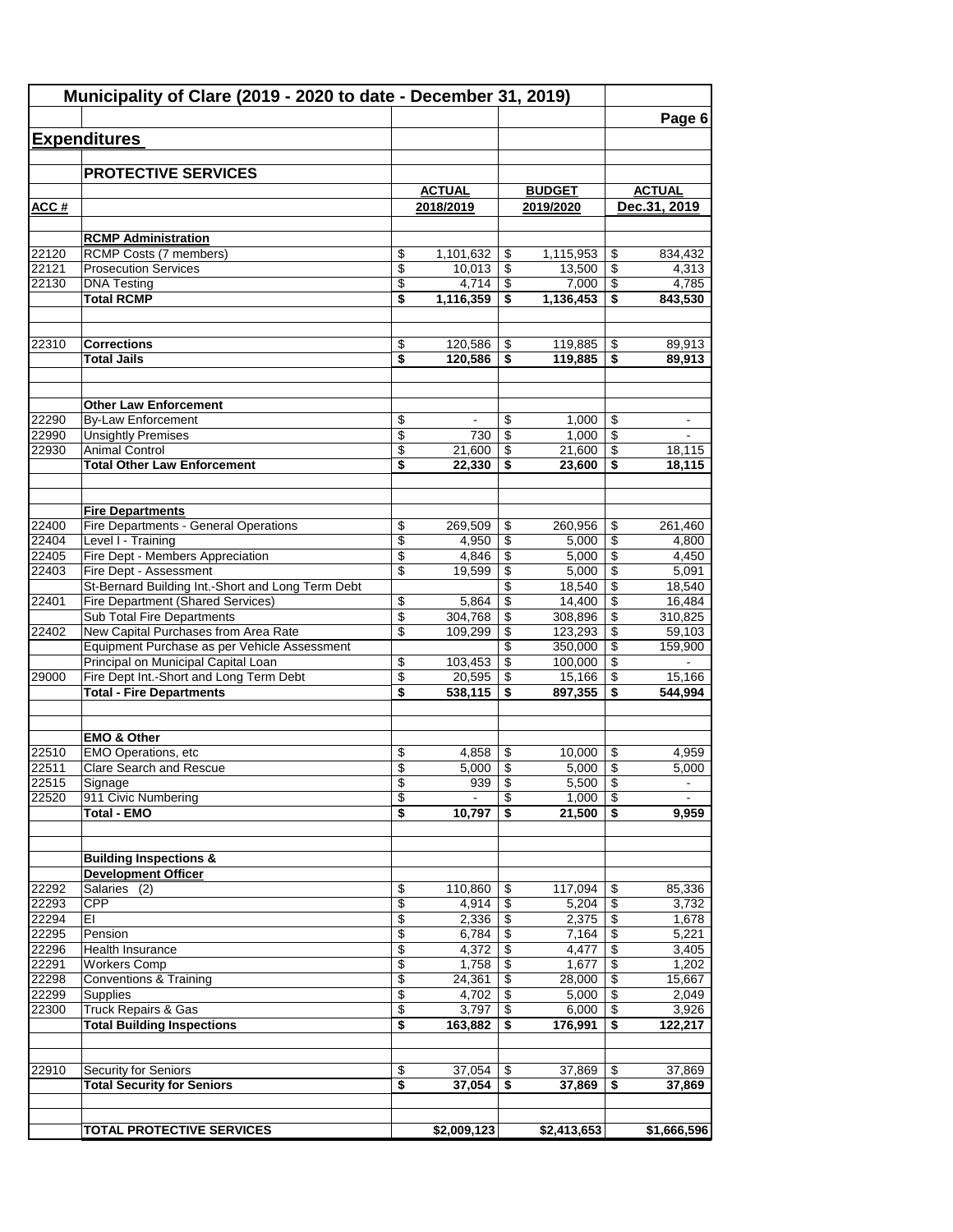# Municipality of Clare (2019 - 2020 to date - December 31, 2019)

## Expenditures

### PROTECTIVE SERVICES

| ACC # | | ACTUAL 2018/2019 | BUDGET 2019/2020 | ACTUAL Dec.31, 2019 |
|---|---|---|---|---|
| | **RCMP Administration** | | | |
| 22120 | RCMP Costs (7 members) | $ 1,101,632 | $ 1,115,953 | $ 834,432 |
| 22121 | Prosecution Services | $ 10,013 | $ 13,500 | $ 4,313 |
| 22130 | DNA Testing | $ 4,714 | $ 7,000 | $ 4,785 |
| | **Total RCMP** | **$ 1,116,359** | **$ 1,136,453** | **$ 843,530** |
| 22310 | **Corrections** | $ 120,586 | $ 119,885 | $ 89,913 |
| | **Total Jails** | **$ 120,586** | **$ 119,885** | **$ 89,913** |
| | **Other Law Enforcement** | | | |
| 22290 | By-Law Enforcement | $ - | $ 1,000 | $ - |
| 22990 | Unsightly Premises | $ 730 | $ 1,000 | $ - |
| 22930 | Animal Control | $ 21,600 | $ 21,600 | $ 18,115 |
| | **Total Other Law Enforcement** | **$ 22,330** | **$ 23,600** | **$ 18,115** |
| | **Fire Departments** | | | |
| 22400 | Fire Departments - General Operations | $ 269,509 | $ 260,956 | $ 261,460 |
| 22404 | Level I - Training | $ 4,950 | $ 5,000 | $ 4,800 |
| 22405 | Fire Dept - Members Appreciation | $ 4,846 | $ 5,000 | $ 4,450 |
| 22403 | Fire Dept - Assessment | $ 19,599 | $ 5,000 | $ 5,091 |
| | St-Bernard Building Int.-Short and Long Term Debt | | $ 18,540 | $ 18,540 |
| 22401 | Fire Department (Shared Services) | $ 5,864 | $ 14,400 | $ 16,484 |
| | Sub Total Fire Departments | $ 304,768 | $ 308,896 | $ 310,825 |
| 22402 | New Capital Purchases from Area Rate | $ 109,299 | $ 123,293 | $ 59,103 |
| | Equipment Purchase as per Vehicle Assessment | | $ 350,000 | $ 159,900 |
| | Principal on Municipal Capital Loan | $ 103,453 | $ 100,000 | $ - |
| 29000 | Fire Dept Int.-Short and Long Term Debt | $ 20,595 | $ 15,166 | $ 15,166 |
| | **Total - Fire Departments** | **$ 538,115** | **$ 897,355** | **$ 544,994** |
| | **EMO & Other** | | | |
| 22510 | EMO Operations, etc | $ 4,858 | $ 10,000 | $ 4,959 |
| 22511 | Clare Search and Rescue | $ 5,000 | $ 5,000 | $ 5,000 |
| 22515 | Signage | $ 939 | $ 5,500 | $ - |
| 22520 | 911 Civic Numbering | $ - | $ 1,000 | $ - |
| | **Total - EMO** | **$ 10,797** | **$ 21,500** | **$ 9,959** |
| | **Building Inspections & Development Officer** | | | |
| 22292 | Salaries (2) | $ 110,860 | $ 117,094 | $ 85,336 |
| 22293 | CPP | $ 4,914 | $ 5,204 | $ 3,732 |
| 22294 | EI | $ 2,336 | $ 2,375 | $ 1,678 |
| 22295 | Pension | $ 6,784 | $ 7,164 | $ 5,221 |
| 22296 | Health Insurance | $ 4,372 | $ 4,477 | $ 3,405 |
| 22291 | Workers Comp | $ 1,758 | $ 1,677 | $ 1,202 |
| 22298 | Conventions & Training | $ 24,361 | $ 28,000 | $ 15,667 |
| 22299 | Supplies | $ 4,702 | $ 5,000 | $ 2,049 |
| 22300 | Truck Repairs & Gas | $ 3,797 | $ 6,000 | $ 3,926 |
| | **Total Building Inspections** | **$ 163,882** | **$ 176,991** | **$ 122,217** |
| 22910 | Security for Seniors | $ 37,054 | $ 37,869 | $ 37,869 |
| | **Total Security for Seniors** | **$ 37,054** | **$ 37,869** | **$ 37,869** |
| | **TOTAL PROTECTIVE SERVICES** | **$2,009,123** | **$2,413,653** | **$1,666,596** |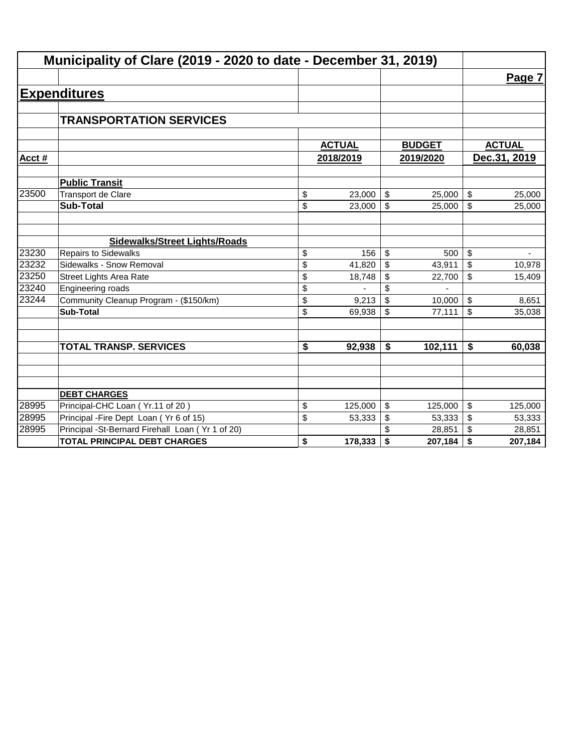# Municipality of Clare (2019 - 2020 to date - December 31, 2019)

**Page 7**

## Expenditures

### TRANSPORTATION SERVICES

| Acct # | | ACTUAL 2018/2019 | BUDGET 2019/2020 | ACTUAL Dec.31, 2019 |
|---|---|---|---|---|
| | **Public Transit** | | | |
| 23500 | Transport de Clare | $ 23,000 | $ 25,000 | $ 25,000 |
| | **Sub-Total** | $ 23,000 | $ 25,000 | $ 25,000 |
| | | | | |
| | **Sidewalks/Street Lights/Roads** | | | |
| 23230 | Repairs to Sidewalks | $ 156 | $ 500 | $ - |
| 23232 | Sidewalks - Snow Removal | $ 41,820 | $ 43,911 | $ 10,978 |
| 23250 | Street Lights Area Rate | $ 18,748 | $ 22,700 | $ 15,409 |
| 23240 | Engineering roads | $ - | $ - | |
| 23244 | Community Cleanup Program - ($150/km) | $ 9,213 | $ 10,000 | $ 8,651 |
| | **Sub-Total** | $ 69,938 | $ 77,111 | $ 35,038 |
| | | | | |
| | **TOTAL TRANSP. SERVICES** | **$ 92,938** | **$ 102,111** | **$ 60,038** |
| | | | | |
| | **DEBT CHARGES** | | | |
| 28995 | Principal-CHC Loan ( Yr.11 of 20 ) | $ 125,000 | $ 125,000 | $ 125,000 |
| 28995 | Principal -Fire Dept Loan ( Yr 6 of 15) | $ 53,333 | $ 53,333 | $ 53,333 |
| 28995 | Principal -St-Bernard Firehall Loan ( Yr 1 of 20) | | $ 28,851 | $ 28,851 |
| | **TOTAL PRINCIPAL DEBT CHARGES** | **$ 178,333** | **$ 207,184** | **$ 207,184** |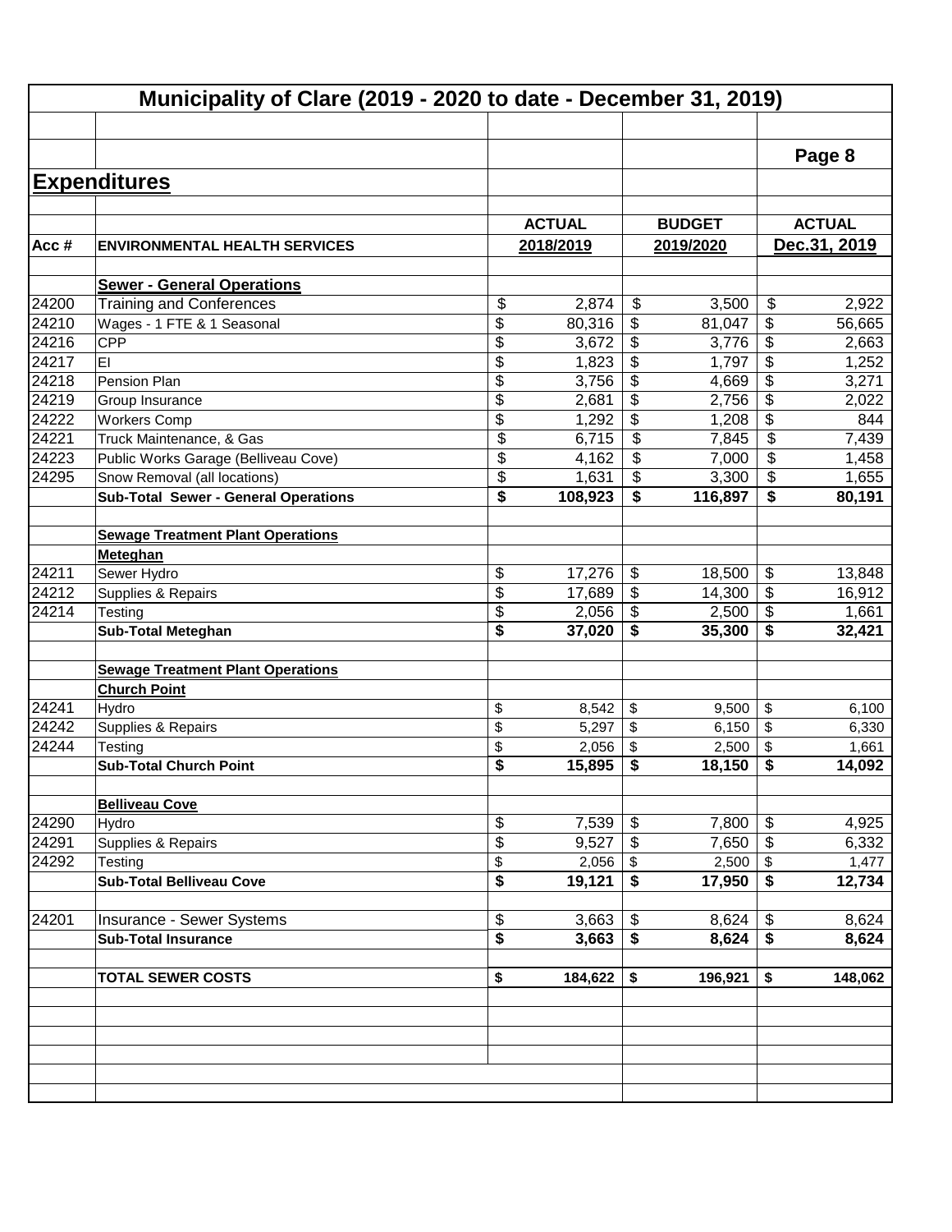# Municipality of Clare (2019 - 2020 to date - December 31, 2019)

Page 8

## Expenditures

| Acc # | ENVIRONMENTAL HEALTH SERVICES | ACTUAL 2018/2019 | BUDGET 2019/2020 | ACTUAL Dec.31, 2019 |
|---|---|---|---|---|
| | **Sewer - General Operations** | | | |
| 24200 | Training and Conferences | $ 2,874 | $ 3,500 | $ 2,922 |
| 24210 | Wages - 1 FTE & 1 Seasonal | $ 80,316 | $ 81,047 | $ 56,665 |
| 24216 | CPP | $ 3,672 | $ 3,776 | $ 2,663 |
| 24217 | EI | $ 1,823 | $ 1,797 | $ 1,252 |
| 24218 | Pension Plan | $ 3,756 | $ 4,669 | $ 3,271 |
| 24219 | Group Insurance | $ 2,681 | $ 2,756 | $ 2,022 |
| 24222 | Workers Comp | $ 1,292 | $ 1,208 | $ 844 |
| 24221 | Truck Maintenance, & Gas | $ 6,715 | $ 7,845 | $ 7,439 |
| 24223 | Public Works Garage (Belliveau Cove) | $ 4,162 | $ 7,000 | $ 1,458 |
| 24295 | Snow Removal (all locations) | $ 1,631 | $ 3,300 | $ 1,655 |
| | **Sub-Total Sewer - General Operations** | **$ 108,923** | **$ 116,897** | **$ 80,191** |
| | **Sewage Treatment Plant Operations** | | | |
| | **Meteghan** | | | |
| 24211 | Sewer Hydro | $ 17,276 | $ 18,500 | $ 13,848 |
| 24212 | Supplies & Repairs | $ 17,689 | $ 14,300 | $ 16,912 |
| 24214 | Testing | $ 2,056 | $ 2,500 | $ 1,661 |
| | **Sub-Total Meteghan** | **$ 37,020** | **$ 35,300** | **$ 32,421** |
| | **Sewage Treatment Plant Operations** | | | |
| | **Church Point** | | | |
| 24241 | Hydro | $ 8,542 | $ 9,500 | $ 6,100 |
| 24242 | Supplies & Repairs | $ 5,297 | $ 6,150 | $ 6,330 |
| 24244 | Testing | $ 2,056 | $ 2,500 | $ 1,661 |
| | **Sub-Total Church Point** | **$ 15,895** | **$ 18,150** | **$ 14,092** |
| | **Belliveau Cove** | | | |
| 24290 | Hydro | $ 7,539 | $ 7,800 | $ 4,925 |
| 24291 | Supplies & Repairs | $ 9,527 | $ 7,650 | $ 6,332 |
| 24292 | Testing | $ 2,056 | $ 2,500 | $ 1,477 |
| | **Sub-Total Belliveau Cove** | **$ 19,121** | **$ 17,950** | **$ 12,734** |
| 24201 | Insurance - Sewer Systems | $ 3,663 | $ 8,624 | $ 8,624 |
| | **Sub-Total Insurance** | **$ 3,663** | **$ 8,624** | **$ 8,624** |
| | **TOTAL SEWER COSTS** | **$ 184,622** | **$ 196,921** | **$ 148,062** |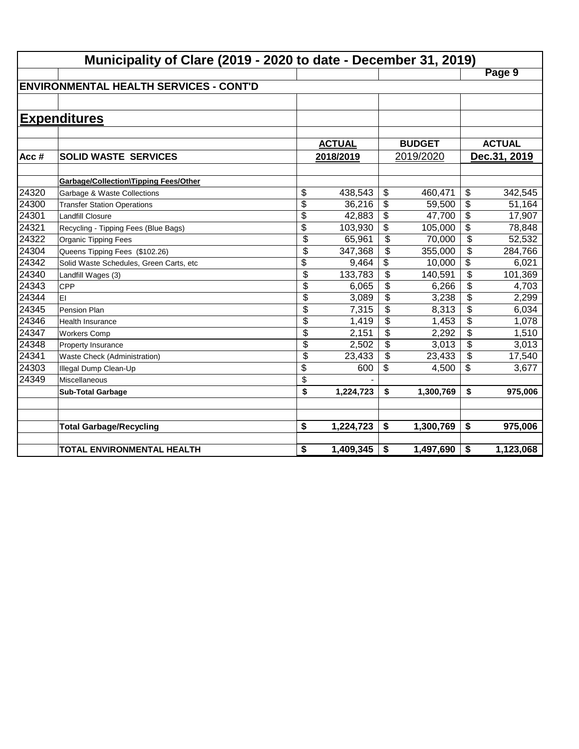# Municipality of Clare (2019 - 2020 to date - December 31, 2019)

## ENVIRONMENTAL HEALTH SERVICES - CONT'D

## Expenditures

| Acc # | SOLID WASTE SERVICES | ACTUAL 2018/2019 | BUDGET 2019/2020 | ACTUAL Dec.31, 2019 |
|---|---|---|---|---|
| | **Garbage/Collection\Tipping Fees/Other** | | | |
| 24320 | Garbage & Waste Collections | $ 438,543 | $ 460,471 | $ 342,545 |
| 24300 | Transfer Station Operations | $ 36,216 | $ 59,500 | $ 51,164 |
| 24301 | Landfill Closure | $ 42,883 | $ 47,700 | $ 17,907 |
| 24321 | Recycling - Tipping Fees (Blue Bags) | $ 103,930 | $ 105,000 | $ 78,848 |
| 24322 | Organic Tipping Fees | $ 65,961 | $ 70,000 | $ 52,532 |
| 24304 | Queens Tipping Fees ($102.26) | $ 347,368 | $ 355,000 | $ 284,766 |
| 24342 | Solid Waste Schedules, Green Carts, etc | $ 9,464 | $ 10,000 | $ 6,021 |
| 24340 | Landfill Wages (3) | $ 133,783 | $ 140,591 | $ 101,369 |
| 24343 | CPP | $ 6,065 | $ 6,266 | $ 4,703 |
| 24344 | EI | $ 3,089 | $ 3,238 | $ 2,299 |
| 24345 | Pension Plan | $ 7,315 | $ 8,313 | $ 6,034 |
| 24346 | Health Insurance | $ 1,419 | $ 1,453 | $ 1,078 |
| 24347 | Workers Comp | $ 2,151 | $ 2,292 | $ 1,510 |
| 24348 | Property Insurance | $ 2,502 | $ 3,013 | $ 3,013 |
| 24341 | Waste Check (Administration) | $ 23,433 | $ 23,433 | $ 17,540 |
| 24303 | Illegal Dump Clean-Up | $ 600 | $ 4,500 | $ 3,677 |
| 24349 | Miscellaneous | $ - | | |
| | **Sub-Total Garbage** | **$ 1,224,723** | **$ 1,300,769** | **$ 975,006** |
| | | | | |
| | **Total Garbage/Recycling** | **$ 1,224,723** | **$ 1,300,769** | **$ 975,006** |
| | | | | |
| | **TOTAL ENVIRONMENTAL HEALTH** | **$ 1,409,345** | **$ 1,497,690** | **$ 1,123,068** |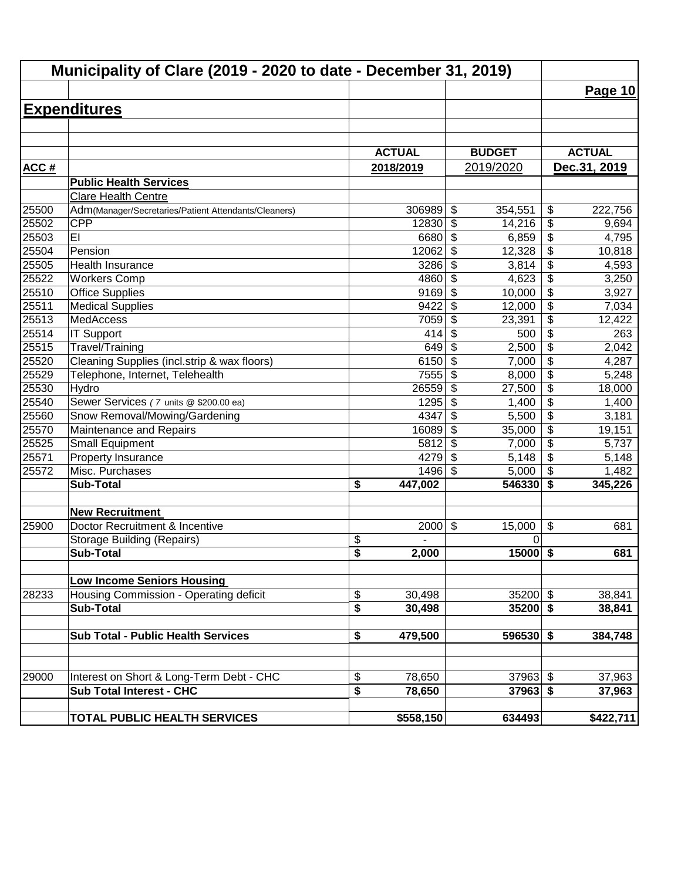# Municipality of Clare (2019 - 2020 to date - December 31, 2019)

**Page 10**

## Expenditures

| ACC # | | ACTUAL 2018/2019 | BUDGET 2019/2020 | ACTUAL Dec.31, 2019 |
|---|---|---|---|---|
| | **Public Health Services** | | | |
| | Clare Health Centre | | | |
| 25500 | Adm(Manager/Secretaries/Patient Attendants/Cleaners) | 306989 | $ 354,551 | $ 222,756 |
| 25502 | CPP | 12830 | $ 14,216 | $ 9,694 |
| 25503 | EI | 6680 | $ 6,859 | $ 4,795 |
| 25504 | Pension | 12062 | $ 12,328 | $ 10,818 |
| 25505 | Health Insurance | 3286 | $ 3,814 | $ 4,593 |
| 25522 | Workers Comp | 4860 | $ 4,623 | $ 3,250 |
| 25510 | Office Supplies | 9169 | $ 10,000 | $ 3,927 |
| 25511 | Medical Supplies | 9422 | $ 12,000 | $ 7,034 |
| 25513 | MedAccess | 7059 | $ 23,391 | $ 12,422 |
| 25514 | IT Support | 414 | $ 500 | $ 263 |
| 25515 | Travel/Training | 649 | $ 2,500 | $ 2,042 |
| 25520 | Cleaning Supplies (incl.strip & wax floors) | 6150 | $ 7,000 | $ 4,287 |
| 25529 | Telephone, Internet, Telehealth | 7555 | $ 8,000 | $ 5,248 |
| 25530 | Hydro | 26559 | $ 27,500 | $ 18,000 |
| 25540 | Sewer Services ( 7 units @ $200.00 ea) | 1295 | $ 1,400 | $ 1,400 |
| 25560 | Snow Removal/Mowing/Gardening | 4347 | $ 5,500 | $ 3,181 |
| 25570 | Maintenance and Repairs | 16089 | $ 35,000 | $ 19,151 |
| 25525 | Small Equipment | 5812 | $ 7,000 | $ 5,737 |
| 25571 | Property Insurance | 4279 | $ 5,148 | $ 5,148 |
| 25572 | Misc. Purchases | 1496 | $ 5,000 | $ 1,482 |
| | **Sub-Total** | **$ 447,002** | **546330** | **$ 345,226** |
| | | | | |
| | **New Recruitment** | | | |
| 25900 | Doctor Recruitment & Incentive | 2000 | $ 15,000 | $ 681 |
| | Storage Building (Repairs) | $ - | 0 | |
| | **Sub-Total** | **$ 2,000** | **15000** | **$ 681** |
| | | | | |
| | **Low Income Seniors Housing** | | | |
| 28233 | Housing Commission - Operating deficit | $ 30,498 | 35200 | $ 38,841 |
| | **Sub-Total** | **$ 30,498** | **35200** | **$ 38,841** |
| | | | | |
| | **Sub Total - Public Health Services** | **$ 479,500** | **596530** | **$ 384,748** |
| | | | | |
| 29000 | Interest on Short & Long-Term Debt - CHC | $ 78,650 | 37963 | $ 37,963 |
| | **Sub Total Interest - CHC** | **$ 78,650** | **37963** | **$ 37,963** |
| | | | | |
| | **TOTAL PUBLIC HEALTH SERVICES** | **$558,150** | **634493** | **$422,711** |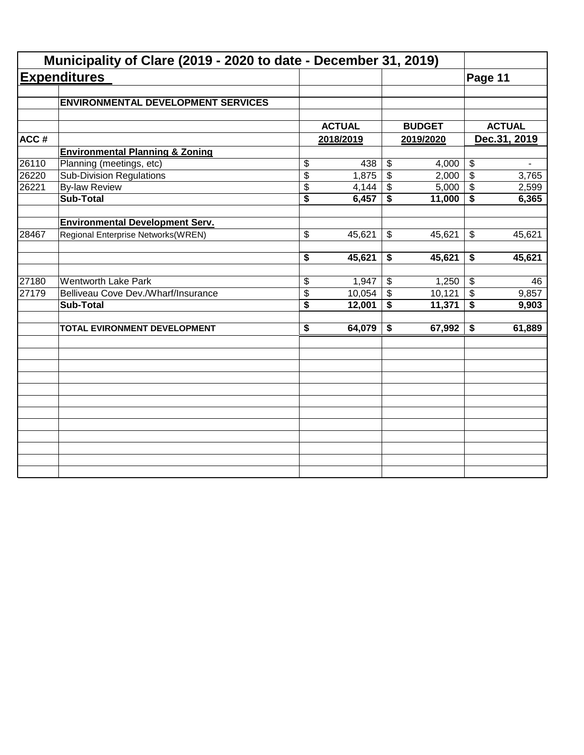# Municipality of Clare (2019 - 2020 to date - December 31, 2019)

## Expenditures

| | | | | |
|---|---|---|---|---|
| | **ENVIRONMENTAL DEVELOPMENT SERVICES** | | | |
| | | **ACTUAL** | **BUDGET** | **ACTUAL** |
| **ACC #** | | **2018/2019** | **2019/2020** | **Dec.31, 2019** |
| | **Environmental Planning & Zoning** | | | |
| 26110 | Planning (meetings, etc) | $ 438 | $ 4,000 | $ - |
| 26220 | Sub-Division Regulations | $ 1,875 | $ 2,000 | $ 3,765 |
| 26221 | By-law Review | $ 4,144 | $ 5,000 | $ 2,599 |
| | **Sub-Total** | **$ 6,457** | **$ 11,000** | **$ 6,365** |
| | **Environmental Development Serv.** | | | |
| 28467 | Regional Enterprise Networks(WREN) | $ 45,621 | $ 45,621 | $ 45,621 |
| | | **$ 45,621** | **$ 45,621** | **$ 45,621** |
| 27180 | Wentworth Lake Park | $ 1,947 | $ 1,250 | $ 46 |
| 27179 | Belliveau Cove Dev./Wharf/Insurance | $ 10,054 | $ 10,121 | $ 9,857 |
| | **Sub-Total** | **$ 12,001** | **$ 11,371** | **$ 9,903** |
| | **TOTAL EVIRONMENT DEVELOPMENT** | **$ 64,079** | **$ 67,992** | **$ 61,889** |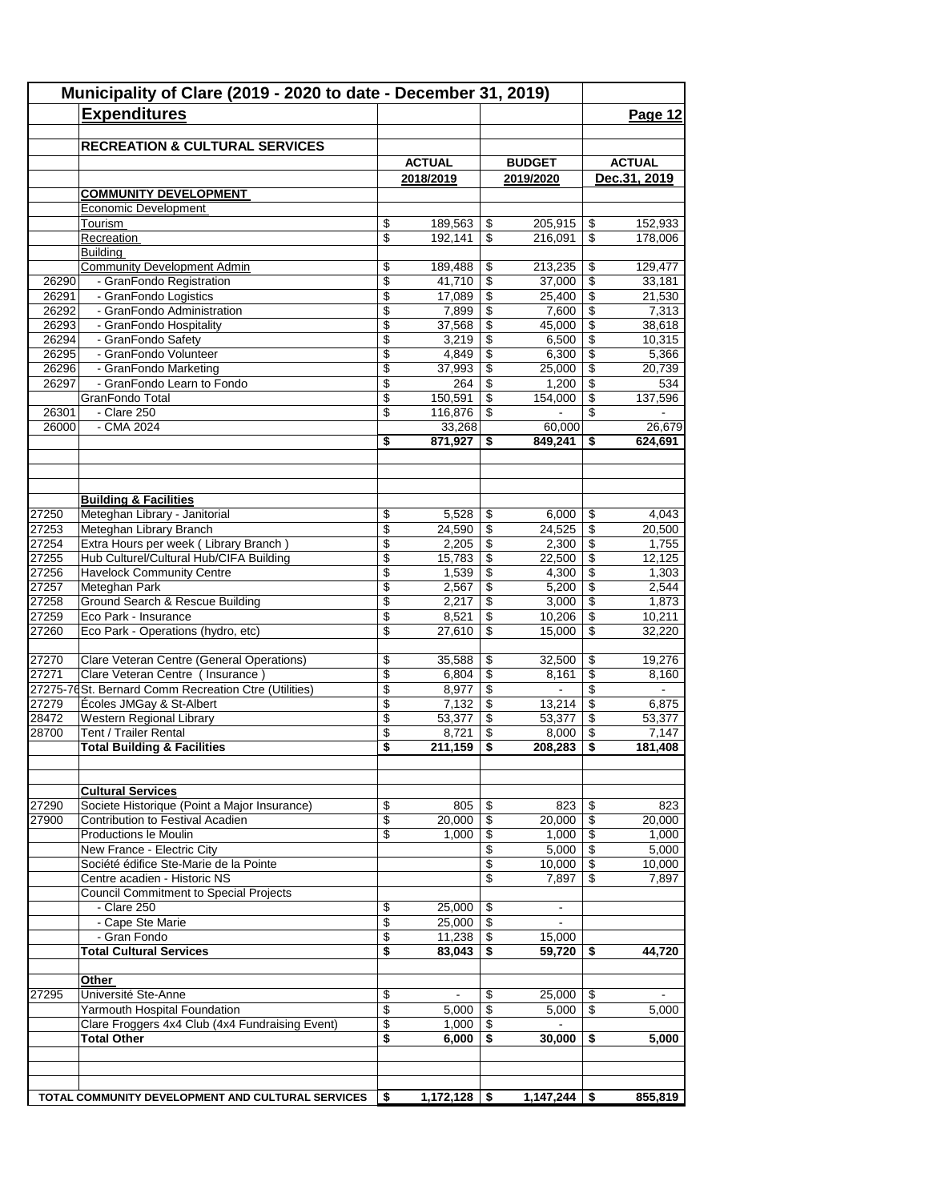## Municipality of Clare (2019 - 2020 to date - December 31, 2019)

### Expenditures

**Page 12**

**RECREATION & CULTURAL SERVICES**

| | | ACTUAL 2018/2019 | BUDGET 2019/2020 | ACTUAL Dec.31, 2019 |
|---|---|---|---|---|
| | **COMMUNITY DEVELOPMENT** | | | |
| | Economic Development | | | |
| | Tourism | $ 189,563 | $ 205,915 | $ 152,933 |
| | Recreation | $ 192,141 | $ 216,091 | $ 178,006 |
| | Building | | | |
| | Community Development Admin | $ 189,488 | $ 213,235 | $ 129,477 |
| 26290 | - GranFondo Registration | $ 41,710 | $ 37,000 | $ 33,181 |
| 26291 | - GranFondo Logistics | $ 17,089 | $ 25,400 | $ 21,530 |
| 26292 | - GranFondo Administration | $ 7,899 | $ 7,600 | $ 7,313 |
| 26293 | - GranFondo Hospitality | $ 37,568 | $ 45,000 | $ 38,618 |
| 26294 | - GranFondo Safety | $ 3,219 | $ 6,500 | $ 10,315 |
| 26295 | - GranFondo Volunteer | $ 4,849 | $ 6,300 | $ 5,366 |
| 26296 | - GranFondo Marketing | $ 37,993 | $ 25,000 | $ 20,739 |
| 26297 | - GranFondo Learn to Fondo | $ 264 | $ 1,200 | $ 534 |
| | GranFondo Total | $ 150,591 | $ 154,000 | $ 137,596 |
| 26301 | - Clare 250 | $ 116,876 | $ - | $ - |
| 26000 | - CMA 2024 | 33,268 | 60,000 | 26,679 |
| | | **$ 871,927** | **$ 849,241** | **$ 624,691** |
| | | | | |
| | **Building & Facilities** | | | |
| 27250 | Meteghan Library - Janitorial | $ 5,528 | $ 6,000 | $ 4,043 |
| 27253 | Meteghan Library Branch | $ 24,590 | $ 24,525 | $ 20,500 |
| 27254 | Extra Hours per week ( Library Branch ) | $ 2,205 | $ 2,300 | $ 1,755 |
| 27255 | Hub Culturel/Cultural Hub/CIFA Building | $ 15,783 | $ 22,500 | $ 12,125 |
| 27256 | Havelock Community Centre | $ 1,539 | $ 4,300 | $ 1,303 |
| 27257 | Meteghan Park | $ 2,567 | $ 5,200 | $ 2,544 |
| 27258 | Ground Search & Rescue Building | $ 2,217 | $ 3,000 | $ 1,873 |
| 27259 | Eco Park - Insurance | $ 8,521 | $ 10,206 | $ 10,211 |
| 27260 | Eco Park - Operations (hydro, etc) | $ 27,610 | $ 15,000 | $ 32,220 |
| | | | | |
| 27270 | Clare Veteran Centre (General Operations) | $ 35,588 | $ 32,500 | $ 19,276 |
| 27271 | Clare Veteran Centre ( Insurance ) | $ 6,804 | $ 8,161 | $ 8,160 |
| 27275-76 | St. Bernard Comm Recreation Ctre (Utilities) | $ 8,977 | $ - | $ - |
| 27279 | Écoles JMGay & St-Albert | $ 7,132 | $ 13,214 | $ 6,875 |
| 28472 | Western Regional Library | $ 53,377 | $ 53,377 | $ 53,377 |
| 28700 | Tent / Trailer Rental | $ 8,721 | $ 8,000 | $ 7,147 |
| | **Total Building & Facilities** | **$ 211,159** | **$ 208,283** | **$ 181,408** |
| | | | | |
| | **Cultural Services** | | | |
| 27290 | Societe Historique (Point a Major Insurance) | $ 805 | $ 823 | $ 823 |
| 27900 | Contribution to Festival Acadien | $ 20,000 | $ 20,000 | $ 20,000 |
| | Productions le Moulin | $ 1,000 | $ 1,000 | $ 1,000 |
| | New France - Electric City | | $ 5,000 | $ 5,000 |
| | Société édifice Ste-Marie de la Pointe | | $ 10,000 | $ 10,000 |
| | Centre acadien - Historic NS | | $ 7,897 | $ 7,897 |
| | Council Commitment to Special Projects | | | |
| | - Clare 250 | $ 25,000 | $ - | |
| | - Cape Ste Marie | $ 25,000 | $ - | |
| | - Gran Fondo | $ 11,238 | $ 15,000 | |
| | **Total Cultural Services** | **$ 83,043** | **$ 59,720** | **$ 44,720** |
| | | | | |
| | **Other** | | | |
| 27295 | Université Ste-Anne | $ - | $ 25,000 | $ - |
| | Yarmouth Hospital Foundation | $ 5,000 | $ 5,000 | $ 5,000 |
| | Clare Froggers 4x4 Club (4x4 Fundraising Event) | $ 1,000 | $ - | |
| | **Total Other** | **$ 6,000** | **$ 30,000** | **$ 5,000** |
| | | | | |
| | **TOTAL COMMUNITY DEVELOPMENT AND CULTURAL SERVICES** | **$ 1,172,128** | **$ 1,147,244** | **$ 855,819** |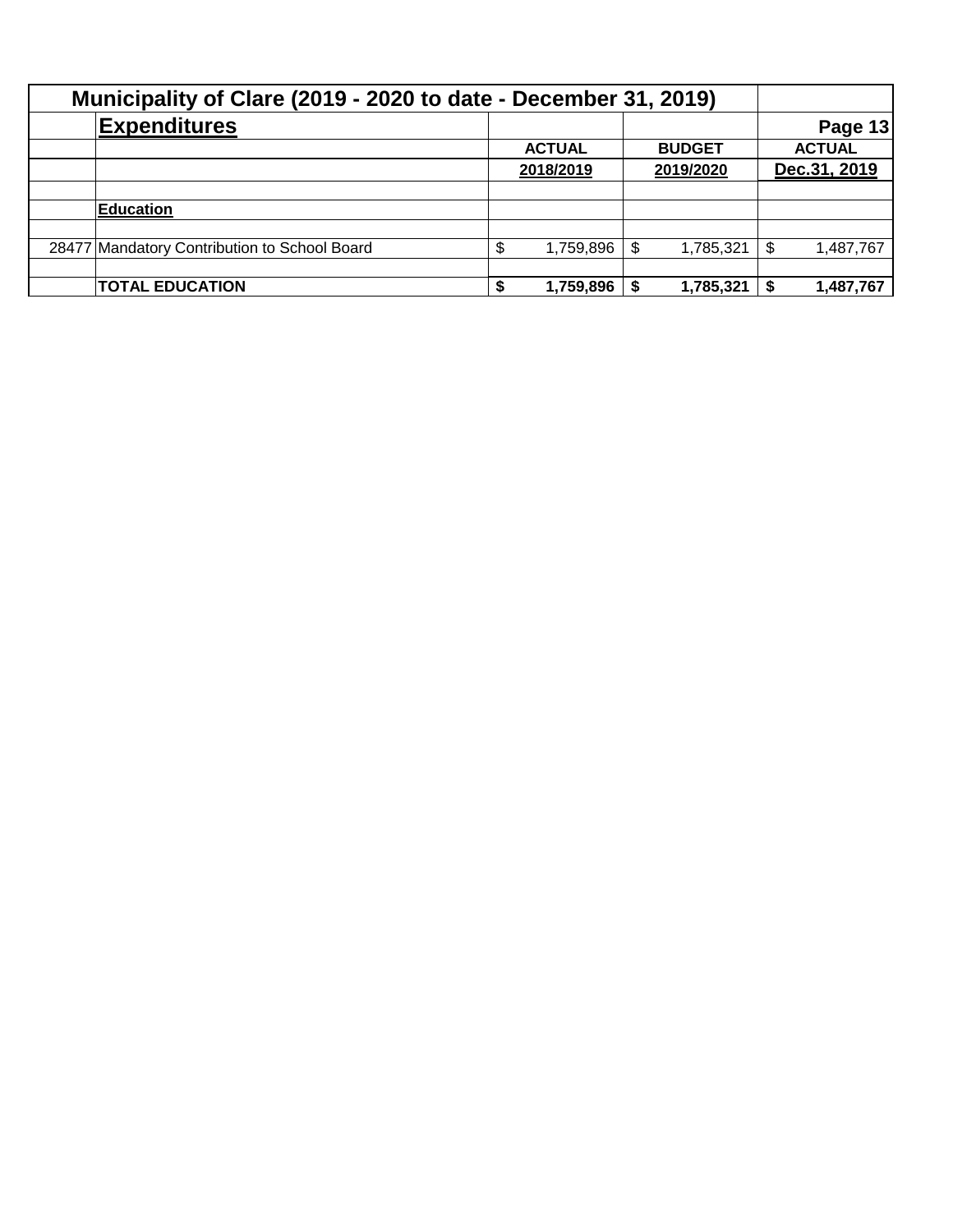# Municipality of Clare (2019 - 2020 to date - December 31, 2019)

| | **Expenditures** | | | **Page 13** |
|---|---|---|---|---|
| | | **ACTUAL** | **BUDGET** | **ACTUAL** |
| | | **2018/2019** | **2019/2020** | **Dec.31, 2019** |
| | | | | |
| | **Education** | | | |
| | | | | |
| 28477 | Mandatory Contribution to School Board | $ 1,759,896 | $ 1,785,321 | $ 1,487,767 |
| | | | | |
| | **TOTAL EDUCATION** | **$ 1,759,896** | **$ 1,785,321** | **$ 1,487,767** |